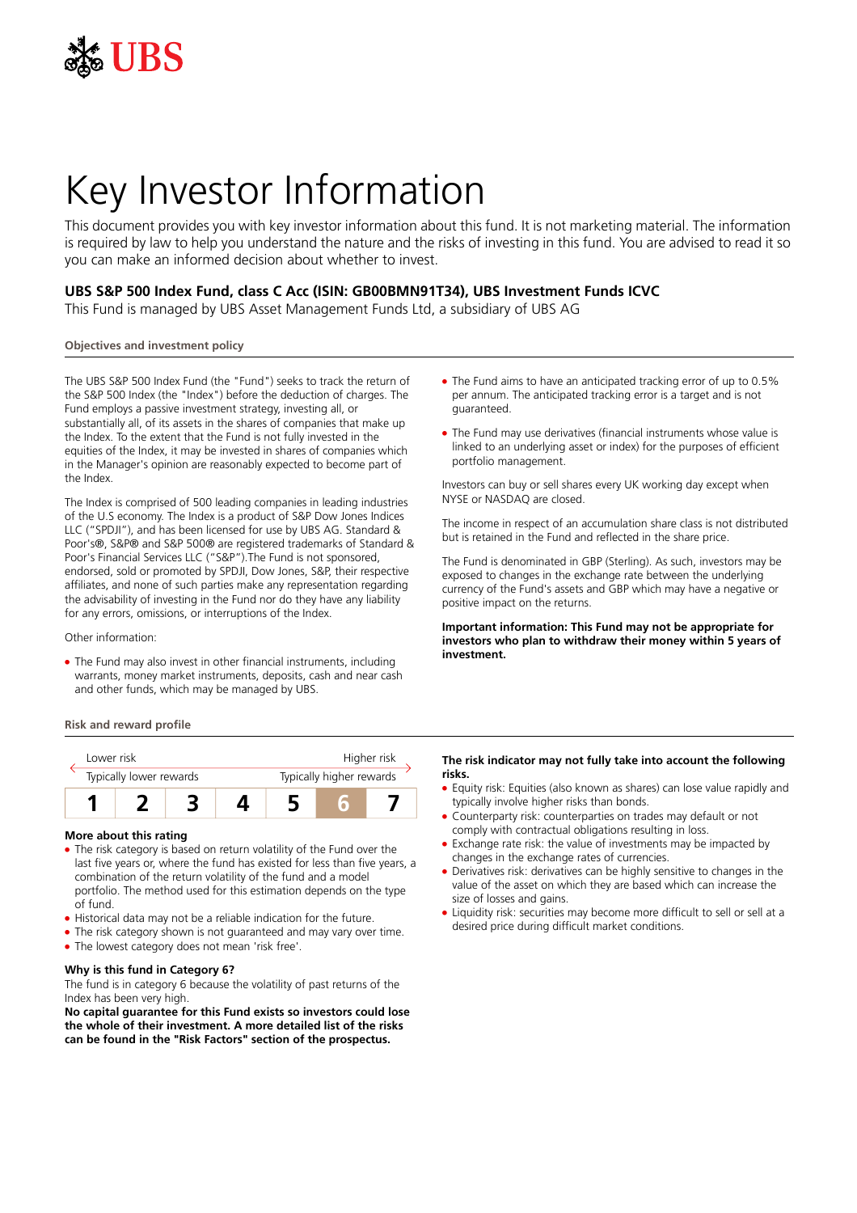# Key Investor Information

This document provides you with key investor information about this fund. It is not marketing material. The information is required by law to help you understand the nature and the risks of investing in this fund. You are advised to read it so you can make an informed decision about whether to invest.

**UBS S&P 500 Index Fund, class C Acc (ISIN: GB00BMN91T34), UBS Investment Funds ICVC**

This Fund is managed by UBS Asset Management Funds Ltd, a subsidiary of UBS AG

## Objectives and investment policy

The UBS S&P 500 Index Fund (the "Fund") seeks to track the return of the S&P 500 Index (the "Index") before the deduction of charges. The Fund employs a passive investment strategy, investing all, or substantially all, of its assets in the shares of companies that make up the Index. To the extent that the Fund is not fully invested in the equities of the Index, it may be invested in shares of companies which in the Manager's opinion are reasonably expected to become part of the Index.

The Index is comprised of 500 leading companies in leading industries of the U.S economy. The Index is a product of S&P Dow Jones Indices LLC ("SPDJI"), and has been licensed for use by UBS AG. Standard & Poor's®, S&P® and S&P 500® are registered trademarks of Standard & Poor's Financial Services LLC ("S&P").The Fund is not sponsored, endorsed, sold or promoted by SPDJI, Dow Jones, S&P, their respective affiliates, and none of such parties make any representation regarding the advisability of investing in the Fund nor do they have any liability for any errors, omissions, or interruptions of the Index.

Other information:

- The Fund may also invest in other financial instruments, including warrants, money market instruments, deposits, cash and near cash and other funds, which may be managed by UBS.
- The Fund aims to have an anticipated tracking error of up to 0.5% per annum. The anticipated tracking error is a target and is not guaranteed.
- The Fund may use derivatives (financial instruments whose value is linked to an underlying asset or index) for the purposes of efficient portfolio management.

Investors can buy or sell shares every UK working day except when NYSE or NASDAQ are closed.

The income in respect of an accumulation share class is not distributed but is retained in the Fund and reflected in the share price.

The Fund is denominated in GBP (Sterling). As such, investors may be exposed to changes in the exchange rate between the underlying currency of the Fund's assets and GBP which may have a negative or positive impact on the returns.

**Important information: This Fund may not be appropriate for investors who plan to withdraw their money within 5 years of investment.**

## Risk and reward profile

| Lower risk | | | | | | Higher risk |
|---|---|---|---|---|---|---|
| Typically lower rewards | | | | | | Typically higher rewards |
| 1 | 2 | 3 | 4 | 5 | **6** | 7 |

### More about this rating

- The risk category is based on return volatility of the Fund over the last five years or, where the fund has existed for less than five years, a combination of the return volatility of the fund and a model portfolio. The method used for this estimation depends on the type of fund.
- Historical data may not be a reliable indication for the future.
- The risk category shown is not guaranteed and may vary over time.
- The lowest category does not mean 'risk free'.

### Why is this fund in Category 6?

The fund is in category 6 because the volatility of past returns of the Index has been very high.

**No capital guarantee for this Fund exists so investors could lose the whole of their investment. A more detailed list of the risks can be found in the "Risk Factors" section of the prospectus.**

**The risk indicator may not fully take into account the following risks.**

- Equity risk: Equities (also known as shares) can lose value rapidly and typically involve higher risks than bonds.
- Counterparty risk: counterparties on trades may default or not comply with contractual obligations resulting in loss.
- Exchange rate risk: the value of investments may be impacted by changes in the exchange rates of currencies.
- Derivatives risk: derivatives can be highly sensitive to changes in the value of the asset on which they are based which can increase the size of losses and gains.
- Liquidity risk: securities may become more difficult to sell or sell at a desired price during difficult market conditions.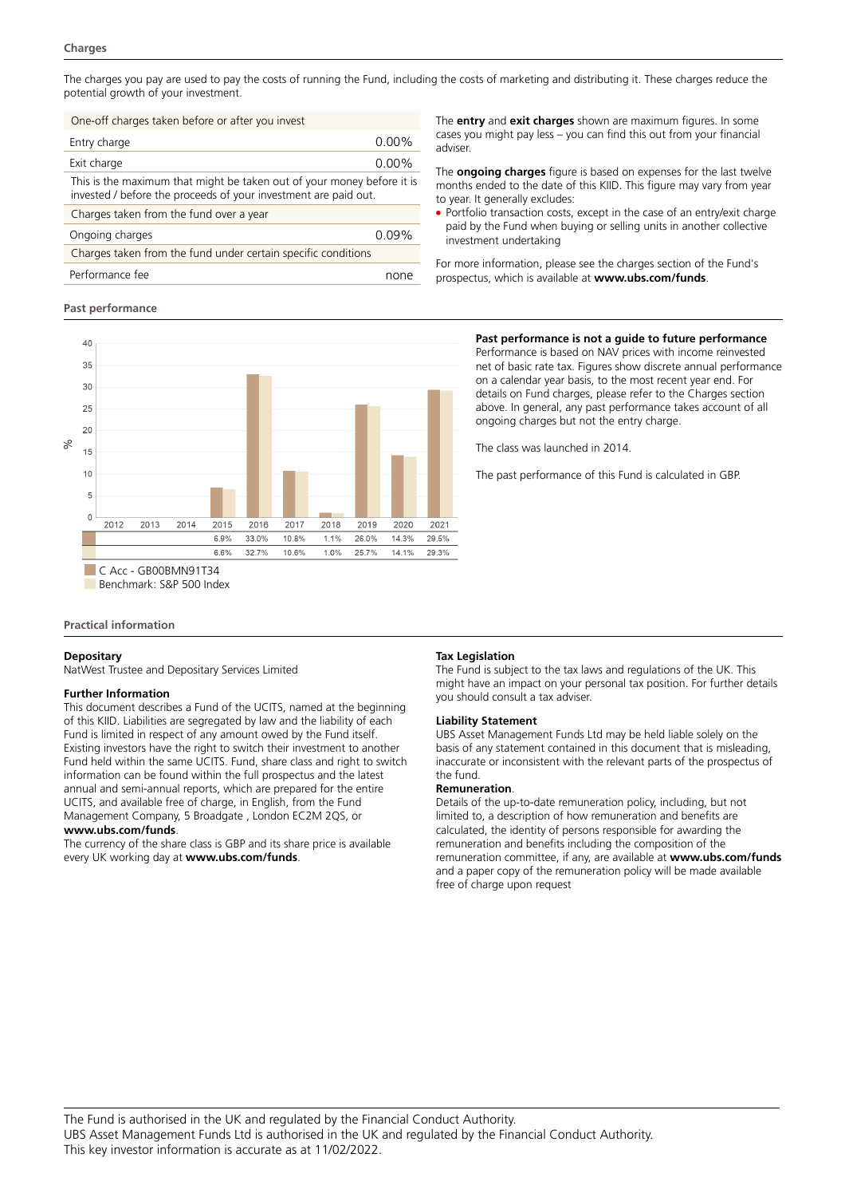## Charges

The charges you pay are used to pay the costs of running the Fund, including the costs of marketing and distributing it. These charges reduce the potential growth of your investment.

| One-off charges taken before or after you invest | |
|---|---|
| Entry charge | 0.00% |
| Exit charge | 0.00% |
| This is the maximum that might be taken out of your money before it is invested / before the proceeds of your investment are paid out. | |
| **Charges taken from the fund over a year** | |
| Ongoing charges | 0.09% |
| **Charges taken from the fund under certain specific conditions** | |
| Performance fee | none |

The **entry** and **exit charges** shown are maximum figures. In some cases you might pay less – you can find this out from your financial adviser.

The **ongoing charges** figure is based on expenses for the last twelve months ended to the date of this KIID. This figure may vary from year to year. It generally excludes:

- Portfolio transaction costs, except in the case of an entry/exit charge paid by the Fund when buying or selling units in another collective investment undertaking

For more information, please see the charges section of the Fund's prospectus, which is available at **www.ubs.com/funds**.

## Past performance

%

40
35
30
25
20
15
10
5
0

2012 2013 2014 2015 2016 2017 2018 2019 2020 2021

6.9% 33.0% 10.8% 1.1% 26.0% 14.3% 29.5%

6.6% 32.7% 10.6% 1.0% 25.7% 14.1% 29.3%

C Acc - GB00BMN91T34

Benchmark: S&P 500 Index

**Past performance is not a guide to future performance**
Performance is based on NAV prices with income reinvested net of basic rate tax. Figures show discrete annual performance on a calendar year basis, to the most recent year end. For details on Fund charges, please refer to the Charges section above. In general, any past performance takes account of all ongoing charges but not the entry charge.

The class was launched in 2014.

The past performance of this Fund is calculated in GBP.

## Practical information

**Depositary**
NatWest Trustee and Depositary Services Limited

**Further Information**
This document describes a Fund of the UCITS, named at the beginning of this KIID. Liabilities are segregated by law and the liability of each Fund is limited in respect of any amount owed by the Fund itself. Existing investors have the right to switch their investment to another Fund held within the same UCITS. Fund, share class and right to switch information can be found within the full prospectus and the latest annual and semi-annual reports, which are prepared for the entire UCITS, and available free of charge, in English, from the Fund Management Company, 5 Broadgate , London EC2M 2QS, or **www.ubs.com/funds**.
The currency of the share class is GBP and its share price is available every UK working day at **www.ubs.com/funds**.

**Tax Legislation**
The Fund is subject to the tax laws and regulations of the UK. This might have an impact on your personal tax position. For further details you should consult a tax adviser.

**Liability Statement**
UBS Asset Management Funds Ltd may be held liable solely on the basis of any statement contained in this document that is misleading, inaccurate or inconsistent with the relevant parts of the prospectus of the fund.

**Remuneration**.
Details of the up-to-date remuneration policy, including, but not limited to, a description of how remuneration and benefits are calculated, the identity of persons responsible for awarding the remuneration and benefits including the composition of the remuneration committee, if any, are available at **www.ubs.com/funds** and a paper copy of the remuneration policy will be made available free of charge upon request

The Fund is authorised in the UK and regulated by the Financial Conduct Authority.
UBS Asset Management Funds Ltd is authorised in the UK and regulated by the Financial Conduct Authority.
This key investor information is accurate as at 11/02/2022.